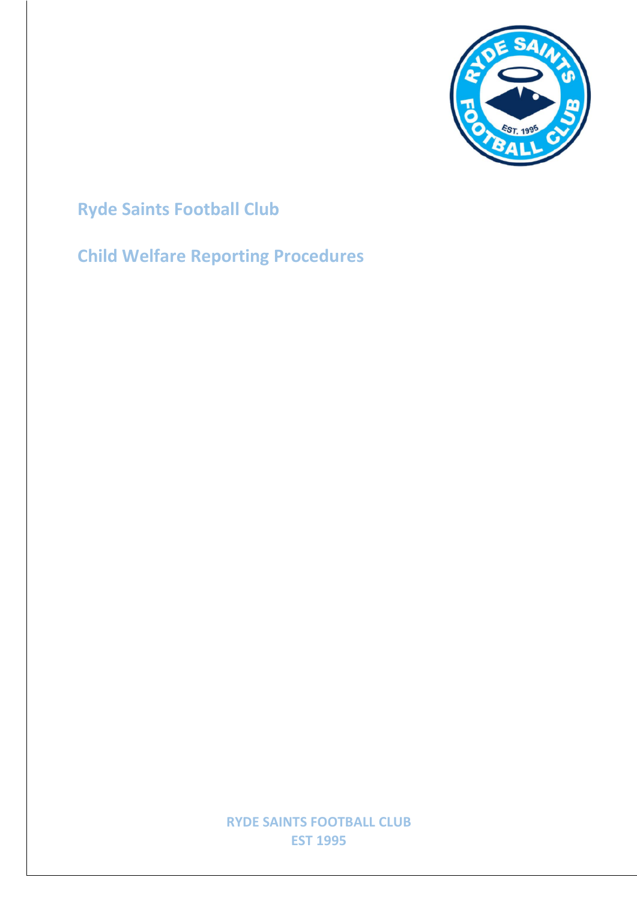# Ryde Saints Football Club

## Child Welfare Reporting Procedures

RYDE SAINTS FOOTBALL CLUB
EST 1995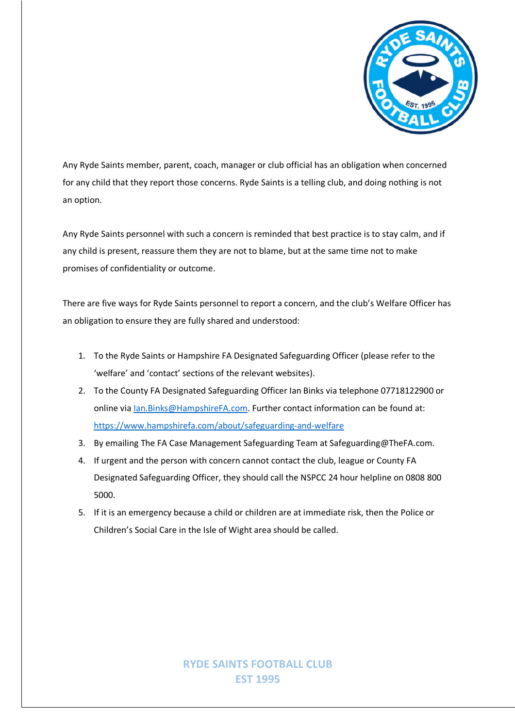Any Ryde Saints member, parent, coach, manager or club official has an obligation when concerned for any child that they report those concerns. Ryde Saints is a telling club, and doing nothing is not an option.

Any Ryde Saints personnel with such a concern is reminded that best practice is to stay calm, and if any child is present, reassure them they are not to blame, but at the same time not to make promises of confidentiality or outcome.

There are five ways for Ryde Saints personnel to report a concern, and the club's Welfare Officer has an obligation to ensure they are fully shared and understood:

1. To the Ryde Saints or Hampshire FA Designated Safeguarding Officer (please refer to the 'welfare' and 'contact' sections of the relevant websites).
2. To the County FA Designated Safeguarding Officer Ian Binks via telephone 07718122900 or online via Ian.Binks@HampshireFA.com. Further contact information can be found at: https://www.hampshirefa.com/about/safeguarding-and-welfare
3. By emailing The FA Case Management Safeguarding Team at Safeguarding@TheFA.com.
4. If urgent and the person with concern cannot contact the club, league or County FA Designated Safeguarding Officer, they should call the NSPCC 24 hour helpline on 0808 800 5000.
5. If it is an emergency because a child or children are at immediate risk, then the Police or Children's Social Care in the Isle of Wight area should be called.